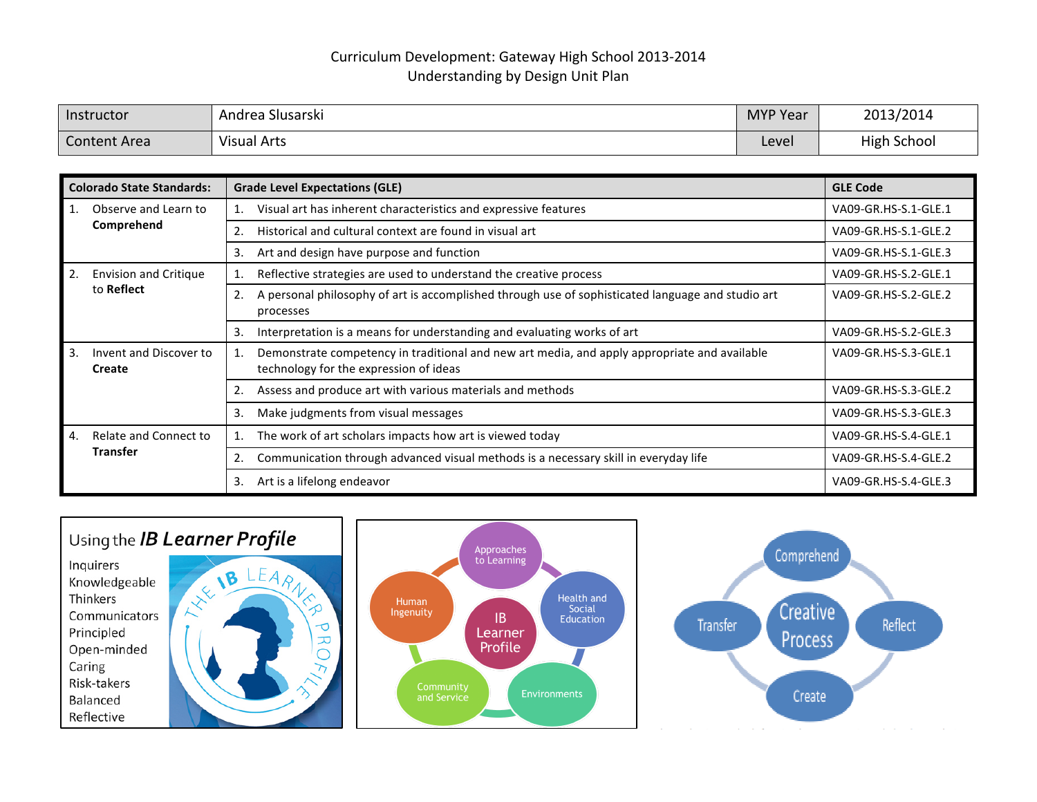# Curriculum Development: Gateway High School 2013-2014
## Understanding by Design Unit Plan

| Instructor | Andrea Slusarski | MYP Year | 2013/2014 |
|---|---|---|---|
| Content Area | Visual Arts | Level | High School |

| Colorado State Standards: | Grade Level Expectations (GLE) | GLE Code |
|---|---|---|
| 1. Observe and Learn to **Comprehend** | 1. Visual art has inherent characteristics and expressive features | VA09-GR.HS-S.1-GLE.1 |
| | 2. Historical and cultural context are found in visual art | VA09-GR.HS-S.1-GLE.2 |
| | 3. Art and design have purpose and function | VA09-GR.HS-S.1-GLE.3 |
| 2. Envision and Critique to **Reflect** | 1. Reflective strategies are used to understand the creative process | VA09-GR.HS-S.2-GLE.1 |
| | 2. A personal philosophy of art is accomplished through use of sophisticated language and studio art processes | VA09-GR.HS-S.2-GLE.2 |
| | 3. Interpretation is a means for understanding and evaluating works of art | VA09-GR.HS-S.2-GLE.3 |
| 3. Invent and Discover to **Create** | 1. Demonstrate competency in traditional and new art media, and apply appropriate and available technology for the expression of ideas | VA09-GR.HS-S.3-GLE.1 |
| | 2. Assess and produce art with various materials and methods | VA09-GR.HS-S.3-GLE.2 |
| | 3. Make judgments from visual messages | VA09-GR.HS-S.3-GLE.3 |
| 4. Relate and Connect to **Transfer** | 1. The work of art scholars impacts how art is viewed today | VA09-GR.HS-S.4-GLE.1 |
| | 2. Communication through advanced visual methods is a necessary skill in everyday life | VA09-GR.HS-S.4-GLE.2 |
| | 3. Art is a lifelong endeavor | VA09-GR.HS-S.4-GLE.3 |

Using the ***IB Learner Profile***

Inquirers
Knowledgeable
Thinkers
Communicators
Principled
Open-minded
Caring
Risk-takers
Balanced
Reflective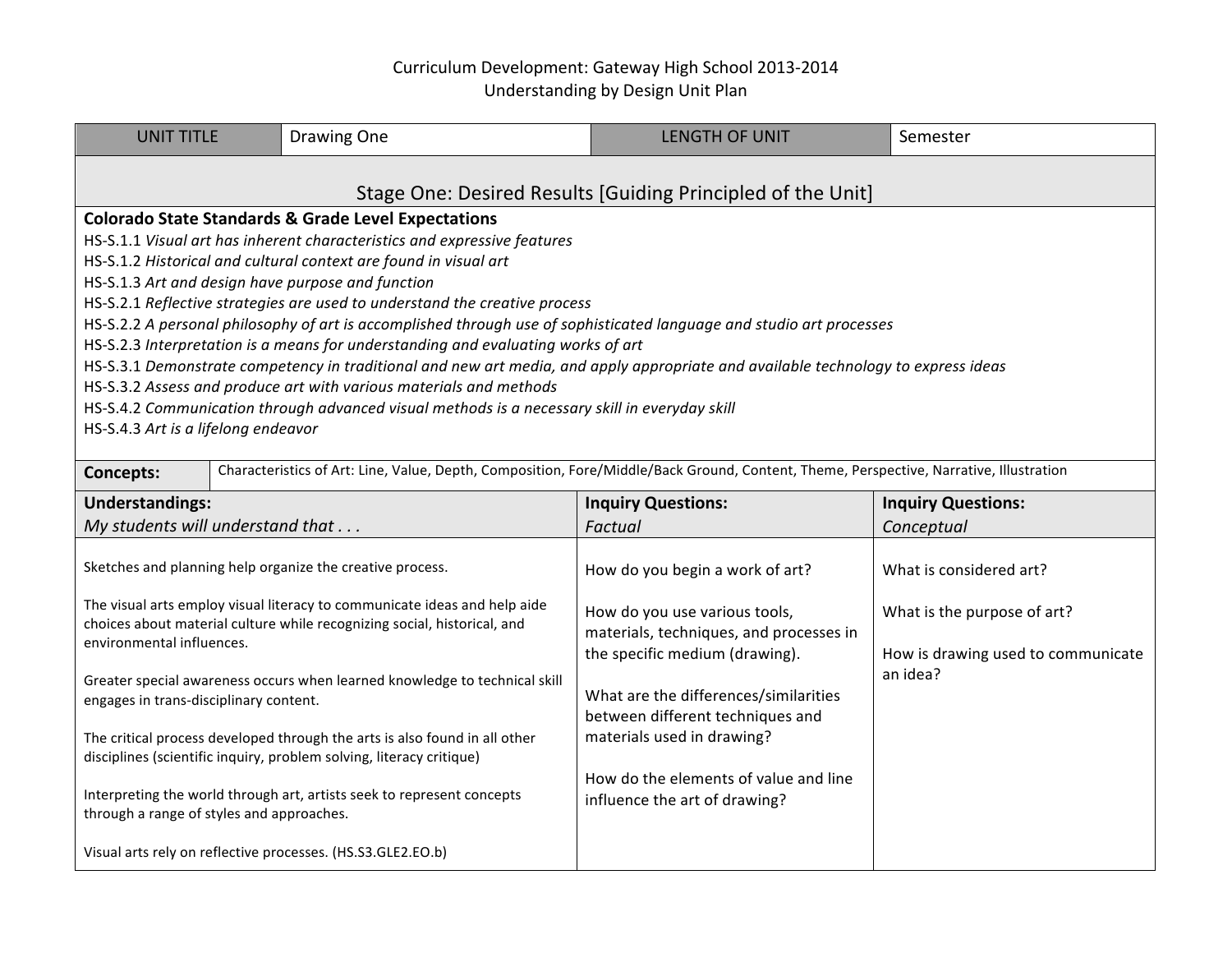Curriculum Development: Gateway High School 2013-2014
Understanding by Design Unit Plan

| UNIT TITLE | Drawing One | LENGTH OF UNIT | Semester |
|---|---|---|---|

## Stage One: Desired Results [Guiding Principled of the Unit]

**Colorado State Standards & Grade Level Expectations**

HS-S.1.1 *Visual art has inherent characteristics and expressive features*
HS-S.1.2 *Historical and cultural context are found in visual art*
HS-S.1.3 *Art and design have purpose and function*
HS-S.2.1 *Reflective strategies are used to understand the creative process*
HS-S.2.2 *A personal philosophy of art is accomplished through use of sophisticated language and studio art processes*
HS-S.2.3 *Interpretation is a means for understanding and evaluating works of art*
HS-S.3.1 *Demonstrate competency in traditional and new art media, and apply appropriate and available technology to express ideas*
HS-S.3.2 *Assess and produce art with various materials and methods*
HS-S.4.2 *Communication through advanced visual methods is a necessary skill in everyday skill*
HS-S.4.3 *Art is a lifelong endeavor*

| **Concepts:** | Characteristics of Art: Line, Value, Depth, Composition, Fore/Middle/Back Ground, Content, Theme, Perspective, Narrative, Illustration |
|---|---|

| **Understandings:** *My students will understand that . . .* | **Inquiry Questions:** *Factual* | **Inquiry Questions:** *Conceptual* |
|---|---|---|
| Sketches and planning help organize the creative process.<br><br>The visual arts employ visual literacy to communicate ideas and help aide choices about material culture while recognizing social, historical, and environmental influences.<br><br>Greater special awareness occurs when learned knowledge to technical skill engages in trans-disciplinary content.<br><br>The critical process developed through the arts is also found in all other disciplines (scientific inquiry, problem solving, literacy critique)<br><br>Interpreting the world through art, artists seek to represent concepts through a range of styles and approaches.<br><br>Visual arts rely on reflective processes. (HS.S3.GLE2.EO.b) | How do you begin a work of art?<br><br>How do you use various tools, materials, techniques, and processes in the specific medium (drawing).<br><br>What are the differences/similarities between different techniques and materials used in drawing?<br><br>How do the elements of value and line influence the art of drawing? | What is considered art?<br><br>What is the purpose of art?<br><br>How is drawing used to communicate an idea? |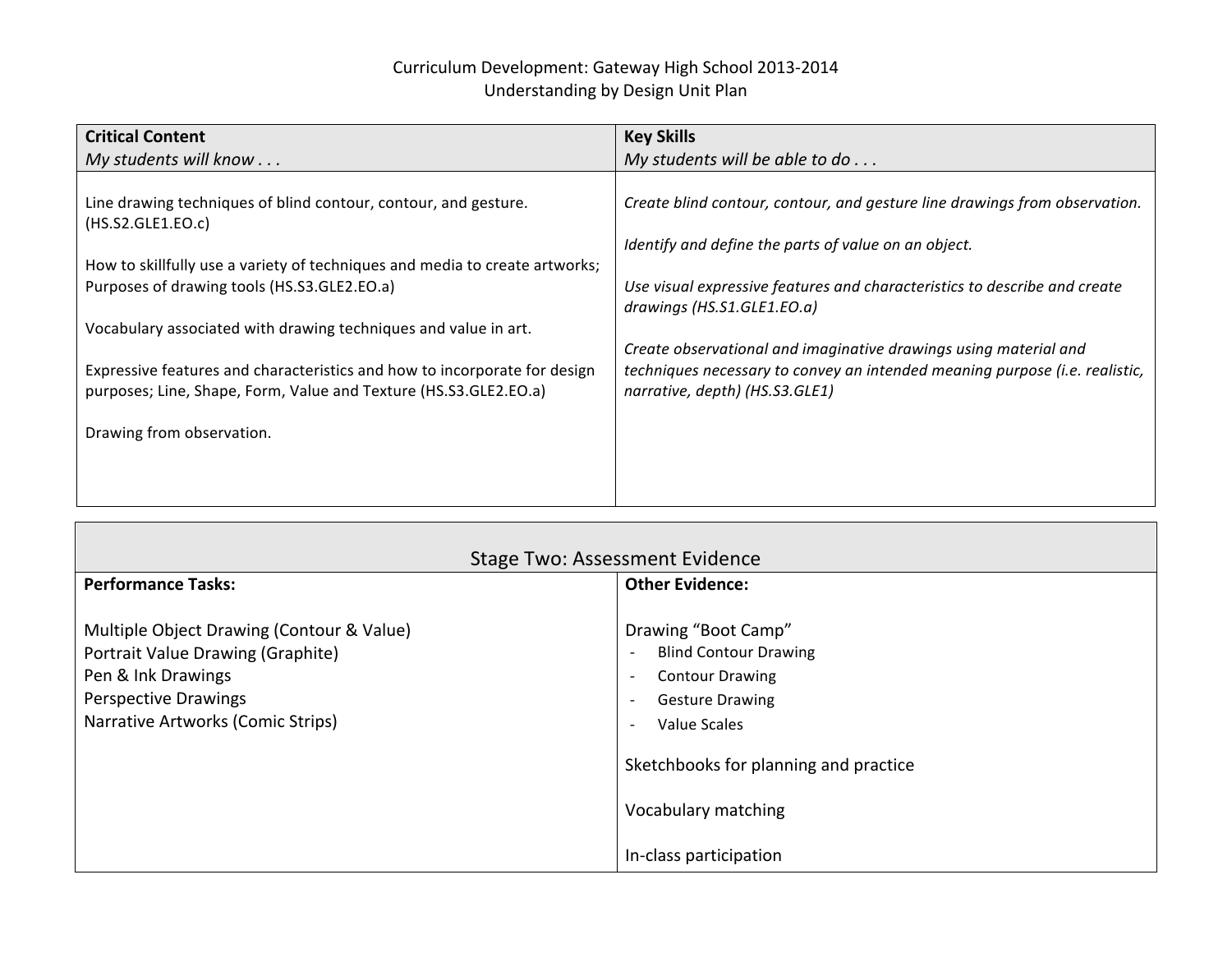Curriculum Development: Gateway High School 2013-2014
Understanding by Design Unit Plan

| **Critical Content**<br>*My students will know . . .* | **Key Skills**<br>*My students will be able to do . . .* |
|---|---|
| Line drawing techniques of blind contour, contour, and gesture. (HS.S2.GLE1.EO.c)<br><br>How to skillfully use a variety of techniques and media to create artworks; Purposes of drawing tools (HS.S3.GLE2.EO.a)<br><br>Vocabulary associated with drawing techniques and value in art.<br><br>Expressive features and characteristics and how to incorporate for design purposes; Line, Shape, Form, Value and Texture (HS.S3.GLE2.EO.a)<br><br>Drawing from observation. | *Create blind contour, contour, and gesture line drawings from observation.*<br><br>*Identify and define the parts of value on an object.*<br><br>*Use visual expressive features and characteristics to describe and create drawings (HS.S1.GLE1.EO.a)*<br><br>*Create observational and imaginative drawings using material and techniques necessary to convey an intended meaning purpose (i.e. realistic, narrative, depth) (HS.S3.GLE1)* |

| Stage Two: Assessment Evidence | |
|---|---|
| **Performance Tasks:** | **Other Evidence:** |
| Multiple Object Drawing (Contour & Value)<br>Portrait Value Drawing (Graphite)<br>Pen & Ink Drawings<br>Perspective Drawings<br>Narrative Artworks (Comic Strips) | Drawing "Boot Camp"<br>- Blind Contour Drawing<br>- Contour Drawing<br>- Gesture Drawing<br>- Value Scales<br><br>Sketchbooks for planning and practice<br><br>Vocabulary matching<br><br>In-class participation |